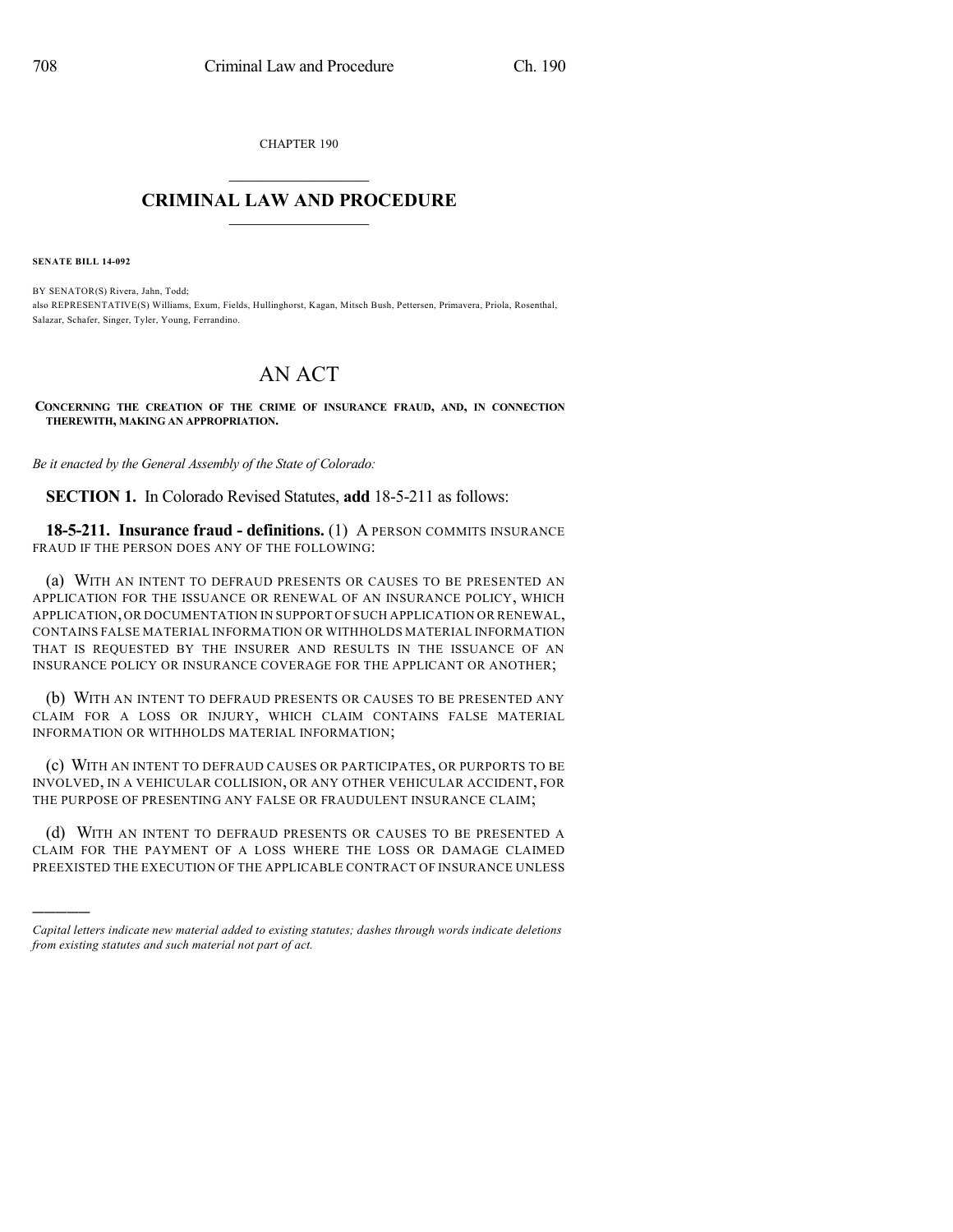CHAPTER 190

# CRIMINAL LAW AND PROCEDURE

**SENATE BILL 14-092**

BY SENATOR(S) Rivera, Jahn, Todd;
also REPRESENTATIVE(S) Williams, Exum, Fields, Hullinghorst, Kagan, Mitsch Bush, Pettersen, Primavera, Priola, Rosenthal, Salazar, Schafer, Singer, Tyler, Young, Ferrandino.

# AN ACT

**CONCERNING THE CREATION OF THE CRIME OF INSURANCE FRAUD, AND, IN CONNECTION THEREWITH, MAKING AN APPROPRIATION.**

*Be it enacted by the General Assembly of the State of Colorado:*

**SECTION 1.** In Colorado Revised Statutes, **add** 18-5-211 as follows:

**18-5-211. Insurance fraud - definitions.** (1) A PERSON COMMITS INSURANCE FRAUD IF THE PERSON DOES ANY OF THE FOLLOWING:

(a) WITH AN INTENT TO DEFRAUD PRESENTS OR CAUSES TO BE PRESENTED AN APPLICATION FOR THE ISSUANCE OR RENEWAL OF AN INSURANCE POLICY, WHICH APPLICATION, OR DOCUMENTATION IN SUPPORT OF SUCH APPLICATION OR RENEWAL, CONTAINS FALSE MATERIAL INFORMATION OR WITHHOLDS MATERIAL INFORMATION THAT IS REQUESTED BY THE INSURER AND RESULTS IN THE ISSUANCE OF AN INSURANCE POLICY OR INSURANCE COVERAGE FOR THE APPLICANT OR ANOTHER;

(b) WITH AN INTENT TO DEFRAUD PRESENTS OR CAUSES TO BE PRESENTED ANY CLAIM FOR A LOSS OR INJURY, WHICH CLAIM CONTAINS FALSE MATERIAL INFORMATION OR WITHHOLDS MATERIAL INFORMATION;

(c) WITH AN INTENT TO DEFRAUD CAUSES OR PARTICIPATES, OR PURPORTS TO BE INVOLVED, IN A VEHICULAR COLLISION, OR ANY OTHER VEHICULAR ACCIDENT, FOR THE PURPOSE OF PRESENTING ANY FALSE OR FRAUDULENT INSURANCE CLAIM;

(d) WITH AN INTENT TO DEFRAUD PRESENTS OR CAUSES TO BE PRESENTED A CLAIM FOR THE PAYMENT OF A LOSS WHERE THE LOSS OR DAMAGE CLAIMED PREEXISTED THE EXECUTION OF THE APPLICABLE CONTRACT OF INSURANCE UNLESS

---

*Capital letters indicate new material added to existing statutes; dashes through words indicate deletions from existing statutes and such material not part of act.*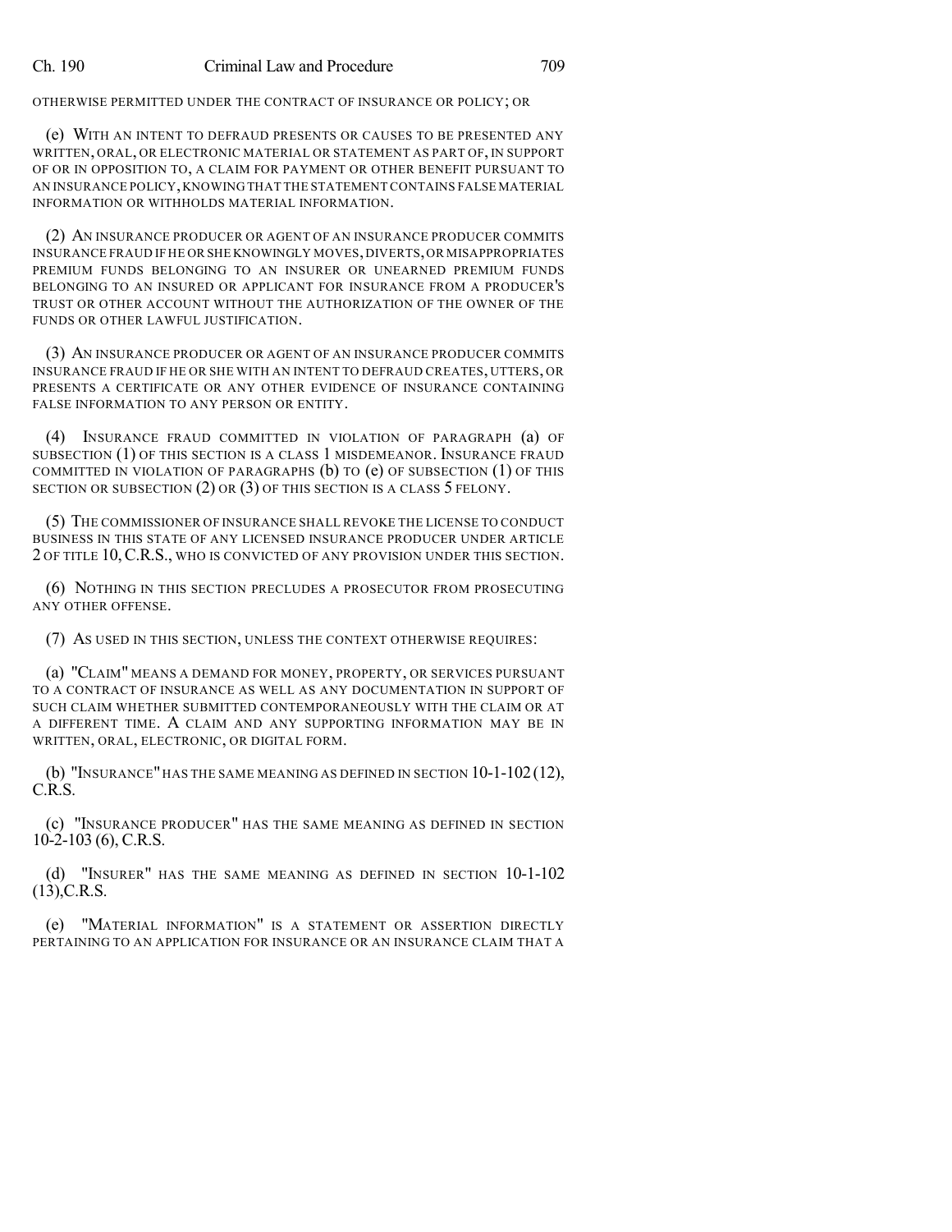OTHERWISE PERMITTED UNDER THE CONTRACT OF INSURANCE OR POLICY; OR

(e) WITH AN INTENT TO DEFRAUD PRESENTS OR CAUSES TO BE PRESENTED ANY WRITTEN, ORAL, OR ELECTRONIC MATERIAL OR STATEMENT AS PART OF, IN SUPPORT OF OR IN OPPOSITION TO, A CLAIM FOR PAYMENT OR OTHER BENEFIT PURSUANT TO AN INSURANCE POLICY, KNOWING THAT THE STATEMENT CONTAINS FALSE MATERIAL INFORMATION OR WITHHOLDS MATERIAL INFORMATION.

(2) AN INSURANCE PRODUCER OR AGENT OF AN INSURANCE PRODUCER COMMITS INSURANCE FRAUD IF HE OR SHE KNOWINGLY MOVES, DIVERTS, OR MISAPPROPRIATES PREMIUM FUNDS BELONGING TO AN INSURER OR UNEARNED PREMIUM FUNDS BELONGING TO AN INSURED OR APPLICANT FOR INSURANCE FROM A PRODUCER'S TRUST OR OTHER ACCOUNT WITHOUT THE AUTHORIZATION OF THE OWNER OF THE FUNDS OR OTHER LAWFUL JUSTIFICATION.

(3) AN INSURANCE PRODUCER OR AGENT OF AN INSURANCE PRODUCER COMMITS INSURANCE FRAUD IF HE OR SHE WITH AN INTENT TO DEFRAUD CREATES, UTTERS, OR PRESENTS A CERTIFICATE OR ANY OTHER EVIDENCE OF INSURANCE CONTAINING FALSE INFORMATION TO ANY PERSON OR ENTITY.

(4) INSURANCE FRAUD COMMITTED IN VIOLATION OF PARAGRAPH (a) OF SUBSECTION (1) OF THIS SECTION IS A CLASS 1 MISDEMEANOR. INSURANCE FRAUD COMMITTED IN VIOLATION OF PARAGRAPHS (b) TO (e) OF SUBSECTION (1) OF THIS SECTION OR SUBSECTION (2) OR (3) OF THIS SECTION IS A CLASS 5 FELONY.

(5) THE COMMISSIONER OF INSURANCE SHALL REVOKE THE LICENSE TO CONDUCT BUSINESS IN THIS STATE OF ANY LICENSED INSURANCE PRODUCER UNDER ARTICLE 2 OF TITLE 10, C.R.S., WHO IS CONVICTED OF ANY PROVISION UNDER THIS SECTION.

(6) NOTHING IN THIS SECTION PRECLUDES A PROSECUTOR FROM PROSECUTING ANY OTHER OFFENSE.

(7) AS USED IN THIS SECTION, UNLESS THE CONTEXT OTHERWISE REQUIRES:

(a) "CLAIM" MEANS A DEMAND FOR MONEY, PROPERTY, OR SERVICES PURSUANT TO A CONTRACT OF INSURANCE AS WELL AS ANY DOCUMENTATION IN SUPPORT OF SUCH CLAIM WHETHER SUBMITTED CONTEMPORANEOUSLY WITH THE CLAIM OR AT A DIFFERENT TIME. A CLAIM AND ANY SUPPORTING INFORMATION MAY BE IN WRITTEN, ORAL, ELECTRONIC, OR DIGITAL FORM.

(b) "INSURANCE" HAS THE SAME MEANING AS DEFINED IN SECTION 10-1-102 (12), C.R.S.

(c) "INSURANCE PRODUCER" HAS THE SAME MEANING AS DEFINED IN SECTION 10-2-103 (6), C.R.S.

(d) "INSURER" HAS THE SAME MEANING AS DEFINED IN SECTION 10-1-102 (13), C.R.S.

(e) "MATERIAL INFORMATION" IS A STATEMENT OR ASSERTION DIRECTLY PERTAINING TO AN APPLICATION FOR INSURANCE OR AN INSURANCE CLAIM THAT A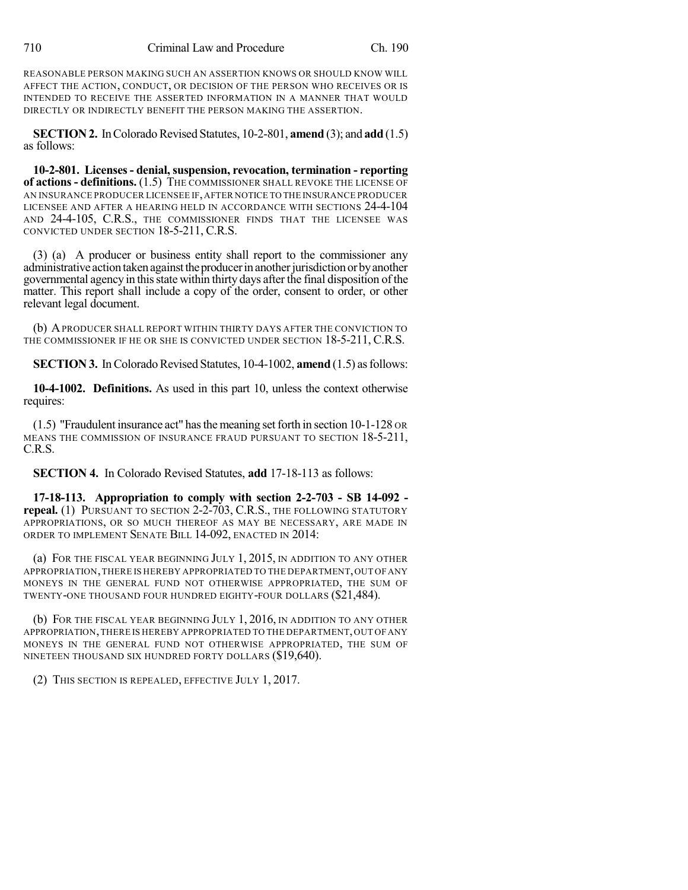REASONABLE PERSON MAKING SUCH AN ASSERTION KNOWS OR SHOULD KNOW WILL AFFECT THE ACTION, CONDUCT, OR DECISION OF THE PERSON WHO RECEIVES OR IS INTENDED TO RECEIVE THE ASSERTED INFORMATION IN A MANNER THAT WOULD DIRECTLY OR INDIRECTLY BENEFIT THE PERSON MAKING THE ASSERTION.

**SECTION 2.** In Colorado Revised Statutes, 10-2-801, **amend** (3); and **add** (1.5) as follows:

**10-2-801. Licenses - denial, suspension, revocation, termination - reporting of actions - definitions.** (1.5) THE COMMISSIONER SHALL REVOKE THE LICENSE OF AN INSURANCE PRODUCER LICENSEE IF, AFTER NOTICE TO THE INSURANCE PRODUCER LICENSEE AND AFTER A HEARING HELD IN ACCORDANCE WITH SECTIONS 24-4-104 AND 24-4-105, C.R.S., THE COMMISSIONER FINDS THAT THE LICENSEE WAS CONVICTED UNDER SECTION 18-5-211, C.R.S.

(3) (a) A producer or business entity shall report to the commissioner any administrative action taken against the producer in another jurisdiction or by another governmental agency in this state within thirty days after the final disposition of the matter. This report shall include a copy of the order, consent to order, or other relevant legal document.

(b) A PRODUCER SHALL REPORT WITHIN THIRTY DAYS AFTER THE CONVICTION TO THE COMMISSIONER IF HE OR SHE IS CONVICTED UNDER SECTION 18-5-211, C.R.S.

**SECTION 3.** In Colorado Revised Statutes, 10-4-1002, **amend** (1.5) as follows:

**10-4-1002. Definitions.** As used in this part 10, unless the context otherwise requires:

(1.5) "Fraudulent insurance act" has the meaning set forth in section 10-1-128 OR MEANS THE COMMISSION OF INSURANCE FRAUD PURSUANT TO SECTION 18-5-211, C.R.S.

**SECTION 4.** In Colorado Revised Statutes, **add** 17-18-113 as follows:

**17-18-113. Appropriation to comply with section 2-2-703 - SB 14-092 - repeal.** (1) PURSUANT TO SECTION 2-2-703, C.R.S., THE FOLLOWING STATUTORY APPROPRIATIONS, OR SO MUCH THEREOF AS MAY BE NECESSARY, ARE MADE IN ORDER TO IMPLEMENT SENATE BILL 14-092, ENACTED IN 2014:

(a) FOR THE FISCAL YEAR BEGINNING JULY 1, 2015, IN ADDITION TO ANY OTHER APPROPRIATION, THERE IS HEREBY APPROPRIATED TO THE DEPARTMENT, OUT OF ANY MONEYS IN THE GENERAL FUND NOT OTHERWISE APPROPRIATED, THE SUM OF TWENTY-ONE THOUSAND FOUR HUNDRED EIGHTY-FOUR DOLLARS ($21,484).

(b) FOR THE FISCAL YEAR BEGINNING JULY 1, 2016, IN ADDITION TO ANY OTHER APPROPRIATION, THERE IS HEREBY APPROPRIATED TO THE DEPARTMENT, OUT OF ANY MONEYS IN THE GENERAL FUND NOT OTHERWISE APPROPRIATED, THE SUM OF NINETEEN THOUSAND SIX HUNDRED FORTY DOLLARS ($19,640).

(2) THIS SECTION IS REPEALED, EFFECTIVE JULY 1, 2017.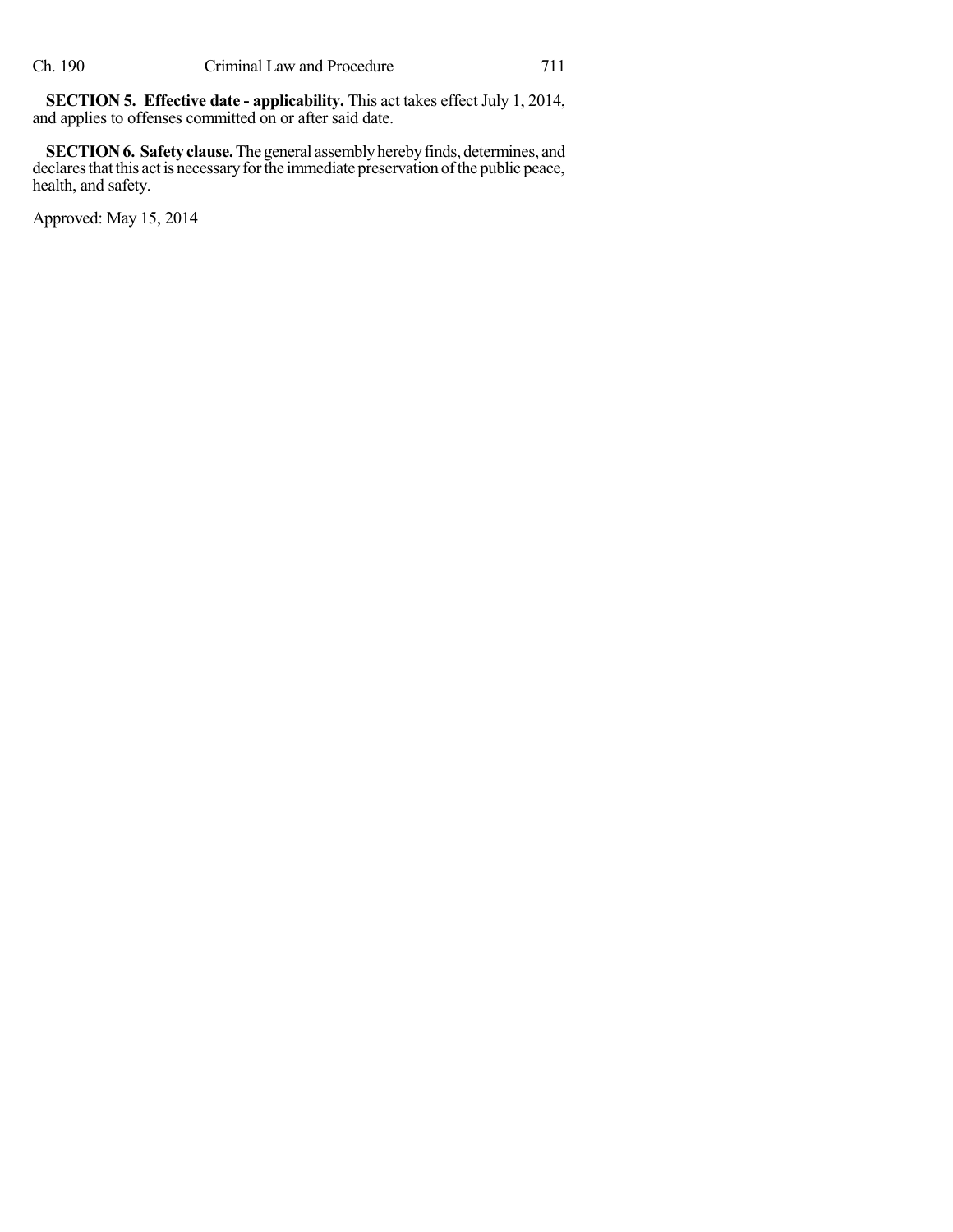**SECTION 5. Effective date - applicability.** This act takes effect July 1, 2014, and applies to offenses committed on or after said date.

**SECTION 6. Safety clause.** The general assembly hereby finds, determines, and declares that this act is necessary for the immediate preservation of the public peace, health, and safety.

Approved: May 15, 2014